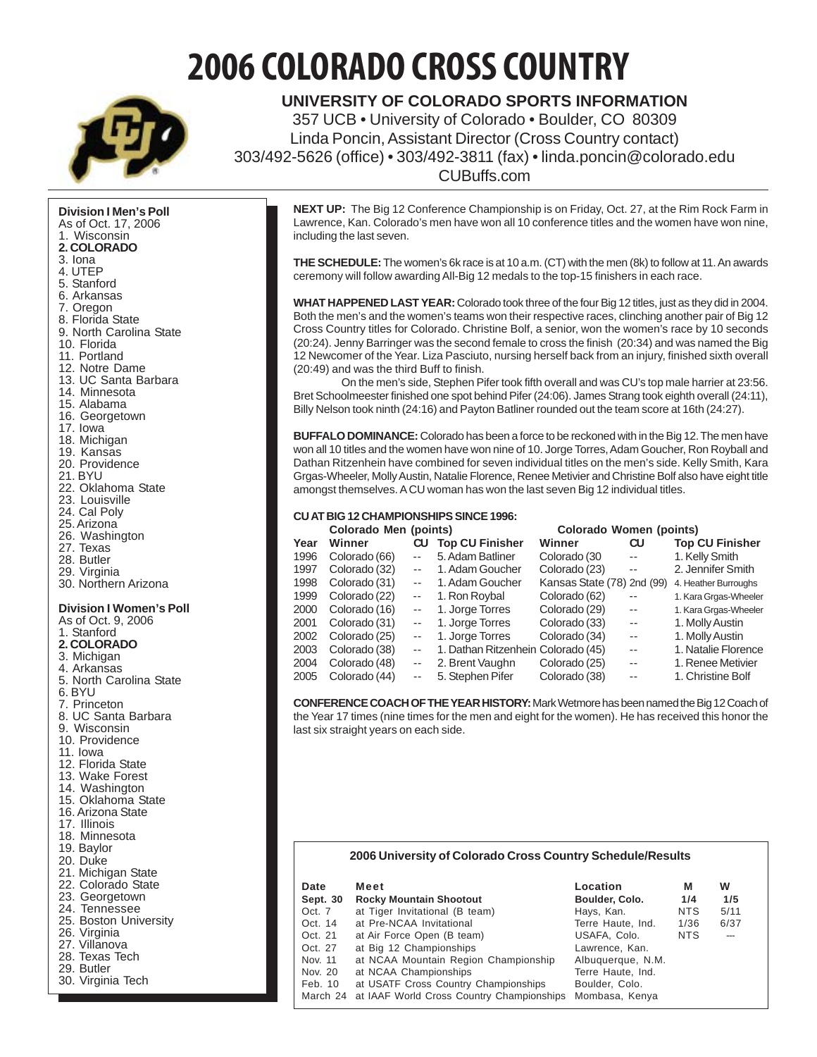# 2006 COLORADO CROSS COUNTRY

**UNIVERSITY OF COLORADO SPORTS INFORMATION**
357 UCB • University of Colorado • Boulder, CO 80309
Linda Poncin, Assistant Director (Cross Country contact)
303/492-5626 (office) • 303/492-3811 (fax) • linda.poncin@colorado.edu
CUBuffs.com

**NEXT UP:** The Big 12 Conference Championship is on Friday, Oct. 27, at the Rim Rock Farm in Lawrence, Kan. Colorado's men have won all 10 conference titles and the women have won nine, including the last seven.

**THE SCHEDULE:** The women's 6k race is at 10 a.m. (CT) with the men (8k) to follow at 11. An awards ceremony will follow awarding All-Big 12 medals to the top-15 finishers in each race.

**WHAT HAPPENED LAST YEAR:** Colorado took three of the four Big 12 titles, just as they did in 2004. Both the men's and the women's teams won their respective races, clinching another pair of Big 12 Cross Country titles for Colorado. Christine Bolf, a senior, won the women's race by 10 seconds (20:24). Jenny Barringer was the second female to cross the finish (20:34) and was named the Big 12 Newcomer of the Year. Liza Pasciuto, nursing herself back from an injury, finished sixth overall (20:49) and was the third Buff to finish.

On the men's side, Stephen Pifer took fifth overall and was CU's top male harrier at 23:56. Bret Schoolmeester finished one spot behind Pifer (24:06). James Strang took eighth overall (24:11), Billy Nelson took ninth (24:16) and Payton Batliner rounded out the team score at 16th (24:27).

**BUFFALO DOMINANCE:** Colorado has been a force to be reckoned with in the Big 12. The men have won all 10 titles and the women have won nine of 10. Jorge Torres, Adam Goucher, Ron Royball and Dathan Ritzenhein have combined for seven individual titles on the men's side. Kelly Smith, Kara Grgas-Wheeler, Molly Austin, Natalie Florence, Renee Metivier and Christine Bolf also have eight title amongst themselves. A CU woman has won the last seven Big 12 individual titles.

**CU AT BIG 12 CHAMPIONSHIPS SINCE 1996:**

| | Colorado Men (points) | | | Colorado Women (points) | | |
|---|---|---|---|---|---|---|
| Year | Winner | CU | Top CU Finisher | Winner | CU | Top CU Finisher |
| 1996 | Colorado (66) | -- | 5. Adam Batliner | Colorado (30 | -- | 1. Kelly Smith |
| 1997 | Colorado (32) | -- | 1. Adam Goucher | Colorado (23) | -- | 2. Jennifer Smith |
| 1998 | Colorado (31) | -- | 1. Adam Goucher | Kansas State (78) | 2nd (99) | 4. Heather Burroughs |
| 1999 | Colorado (22) | -- | 1. Ron Roybal | Colorado (62) | -- | 1. Kara Grgas-Wheeler |
| 2000 | Colorado (16) | -- | 1. Jorge Torres | Colorado (29) | -- | 1. Kara Grgas-Wheeler |
| 2001 | Colorado (31) | -- | 1. Jorge Torres | Colorado (33) | -- | 1. Molly Austin |
| 2002 | Colorado (25) | -- | 1. Jorge Torres | Colorado (34) | -- | 1. Molly Austin |
| 2003 | Colorado (38) | -- | 1. Dathan Ritzenhein | Colorado (45) | -- | 1. Natalie Florence |
| 2004 | Colorado (48) | -- | 2. Brent Vaughn | Colorado (25) | -- | 1. Renee Metivier |
| 2005 | Colorado (44) | -- | 5. Stephen Pifer | Colorado (38) | -- | 1. Christine Bolf |

**CONFERENCE COACH OF THE YEAR HISTORY:** Mark Wetmore has been named the Big 12 Coach of the Year 17 times (nine times for the men and eight for the women). He has received this honor the last six straight years on each side.

**Division I Men's Poll**
As of Oct. 17, 2006
1. Wisconsin
**2. COLORADO**
3. Iona
4. UTEP
5. Stanford
6. Arkansas
7. Oregon
8. Florida State
9. North Carolina State
10. Florida
11. Portland
12. Notre Dame
13. UC Santa Barbara
14. Minnesota
15. Alabama
16. Georgetown
17. Iowa
18. Michigan
19. Kansas
20. Providence
21. BYU
22. Oklahoma State
23. Louisville
24. Cal Poly
25. Arizona
26. Washington
27. Texas
28. Butler
29. Virginia
30. Northern Arizona

**Division I Women's Poll**
As of Oct. 9, 2006
1. Stanford
**2. COLORADO**
3. Michigan
4. Arkansas
5. North Carolina State
6. BYU
7. Princeton
8. UC Santa Barbara
9. Wisconsin
10. Providence
11. Iowa
12. Florida State
13. Wake Forest
14. Washington
15. Oklahoma State
16. Arizona State
17. Illinois
18. Minnesota
19. Baylor
20. Duke
21. Michigan State
22. Colorado State
23. Georgetown
24. Tennessee
25. Boston University
26. Virginia
27. Villanova
28. Texas Tech
29. Butler
30. Virginia Tech

**2006 University of Colorado Cross Country Schedule/Results**

| Date | Meet | Location | M | W |
|---|---|---|---|---|
| **Sept. 30** | **Rocky Mountain Shootout** | **Boulder, Colo.** | **1/4** | **1/5** |
| Oct. 7 | at Tiger Invitational (B team) | Hays, Kan. | NTS | 5/11 |
| Oct. 14 | at Pre-NCAA Invitational | Terre Haute, Ind. | 1/36 | 6/37 |
| Oct. 21 | at Air Force Open (B team) | USAFA, Colo. | NTS | --- |
| Oct. 27 | at Big 12 Championships | Lawrence, Kan. | | |
| Nov. 11 | at NCAA Mountain Region Championship | Albuquerque, N.M. | | |
| Nov. 20 | at NCAA Championships | Terre Haute, Ind. | | |
| Feb. 10 | at USATF Cross Country Championships | Boulder, Colo. | | |
| March 24 | at IAAF World Cross Country Championships | Mombasa, Kenya | | |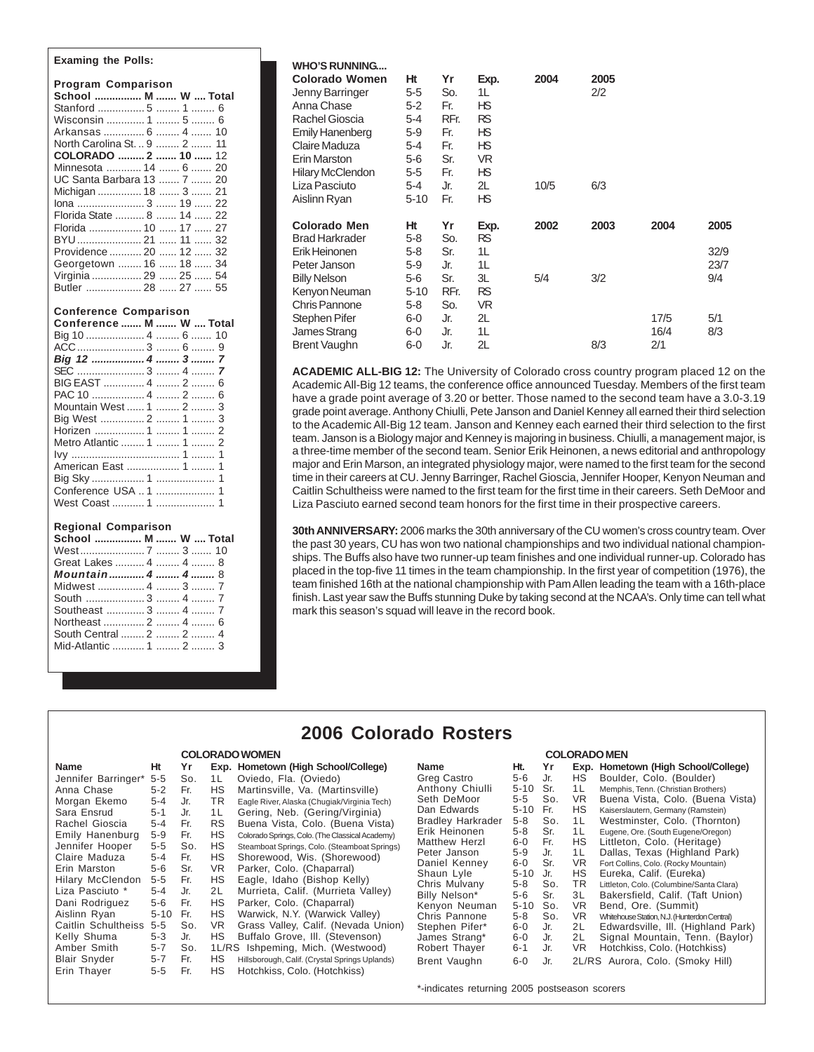**Examing the Polls:**

**Program Comparison**

| School | M | W | Total |
|---|---|---|---|
| Stanford | 5 | 1 | 6 |
| Wisconsin | 1 | 5 | 6 |
| Arkansas | 6 | 4 | 10 |
| North Carolina St. | 9 | 2 | 11 |
| **COLORADO** | **2** | **10** | **12** |
| Minnesota | 14 | 6 | 20 |
| UC Santa Barbara | 13 | 7 | 20 |
| Michigan | 18 | 3 | 21 |
| Iona | 3 | 19 | 22 |
| Florida State | 8 | 14 | 22 |
| Florida | 10 | 17 | 27 |
| BYU | 21 | 11 | 32 |
| Providence | 20 | 12 | 32 |
| Georgetown | 16 | 18 | 34 |
| Virginia | 29 | 25 | 54 |
| Butler | 28 | 27 | 55 |

**Conference Comparison**

| Conference | M | W | Total |
|---|---|---|---|
| Big 10 | 4 | 6 | 10 |
| ACC | 3 | 6 | 9 |
| ***Big 12*** | ***4*** | ***3*** | ***7*** |
| SEC | 3 | 4 | *7* |
| BIG EAST | 4 | 2 | 6 |
| PAC 10 | 4 | 2 | 6 |
| Mountain West | 1 | 2 | 3 |
| Big West | 2 | 1 | 3 |
| Horizen | 1 | 1 | 2 |
| Metro Atlantic | 1 | 1 | 2 |
| Ivy | | 1 | 1 |
| American East | | 1 | 1 |
| Big Sky | 1 | | 1 |
| Conference USA | 1 | | 1 |
| West Coast | 1 | | 1 |

**Regional Comparison**

| School | M | W | Total |
|---|---|---|---|
| West | 7 | 3 | 10 |
| Great Lakes | 4 | 4 | 8 |
| ***Mountain*** | ***4*** | ***4*** | ***8*** |
| Midwest | 4 | 3 | 7 |
| South | 3 | 4 | 7 |
| Southeast | 3 | 4 | 7 |
| Northeast | 2 | 4 | 6 |
| South Central | 2 | 2 | 4 |
| Mid-Atlantic | 1 | 2 | 3 |

**WHO'S RUNNING....**

| Colorado Women | Ht | Yr | Exp. | 2004 | 2005 |
|---|---|---|---|---|---|
| Jenny Barringer | 5-5 | So. | 1L | | 2/2 |
| Anna Chase | 5-2 | Fr. | HS | | |
| Rachel Gioscia | 5-4 | RFr. | RS | | |
| Emily Hanenberg | 5-9 | Fr. | HS | | |
| Claire Maduza | 5-4 | Fr. | HS | | |
| Erin Marston | 5-6 | Sr. | VR | | |
| Hilary McClendon | 5-5 | Fr. | HS | | |
| Liza Pasciuto | 5-4 | Jr. | 2L | 10/5 | 6/3 |
| Aislinn Ryan | 5-10 | Fr. | HS | | |

| Colorado Men | Ht | Yr | Exp. | 2002 | 2003 | 2004 | 2005 |
|---|---|---|---|---|---|---|---|
| Brad Harkrader | 5-8 | So. | RS | | | | |
| Erik Heinonen | 5-8 | Sr. | 1L | | | | 32/9 |
| Peter Janson | 5-9 | Jr. | 1L | | | | 23/7 |
| Billy Nelson | 5-6 | Sr. | 3L | 5/4 | 3/2 | | 9/4 |
| Kenyon Neuman | 5-10 | RFr. | RS | | | | |
| Chris Pannone | 5-8 | So. | VR | | | | |
| Stephen Pifer | 6-0 | Jr. | 2L | | | 17/5 | 5/1 |
| James Strang | 6-0 | Jr. | 1L | | | 16/4 | 8/3 |
| Brent Vaughn | 6-0 | Jr. | 2L | | 8/3 | 2/1 | |

**ACADEMIC ALL-BIG 12:** The University of Colorado cross country program placed 12 on the Academic All-Big 12 teams, the conference office announced Tuesday. Members of the first team have a grade point average of 3.20 or better. Those named to the second team have a 3.0-3.19 grade point average. Anthony Chiulli, Pete Janson and Daniel Kenney all earned their third selection to the Academic All-Big 12 team. Janson and Kenney each earned their third selection to the first team. Janson is a Biology major and Kenney is majoring in business. Chiulli, a management major, is a three-time member of the second team. Senior Erik Heinonen, a news editorial and anthropology major and Erin Marson, an integrated physiology major, were named to the first team for the second time in their careers at CU. Jenny Barringer, Rachel Gioscia, Jennifer Hooper, Kenyon Neuman and Caitlin Schultheiss were named to the first team for the first time in their careers. Seth DeMoor and Liza Pasciuto earned second team honors for the first time in their prospective careers.

**30th ANNIVERSARY:** 2006 marks the 30th anniversary of the CU women's cross country team. Over the past 30 years, CU has won two national championships and two individual national championships. The Buffs also have two runner-up team finishes and one individual runner-up. Colorado has placed in the top-five 11 times in the team championship. In the first year of competition (1976), the team finished 16th at the national championship with Pam Allen leading the team with a 16th-place finish. Last year saw the Buffs stunning Duke by taking second at the NCAA's. Only time can tell what mark this season's squad will leave in the record book.

## 2006 Colorado Rosters

**COLORADO WOMEN**

| Name | Ht | Yr | Exp. | Hometown (High School/College) |
|---|---|---|---|---|
| Jennifer Barringer* | 5-5 | So. | 1L | Oviedo, Fla. (Oviedo) |
| Anna Chase | 5-2 | Fr. | HS | Martinsville, Va. (Martinsville) |
| Morgan Ekemo | 5-4 | Jr. | TR | Eagle River, Alaska (Chugiak/Virginia Tech) |
| Sara Ensrud | 5-1 | Jr. | 1L | Gering, Neb. (Gering/Virginia) |
| Rachel Gioscia | 5-4 | Fr. | RS | Buena Vista, Colo. (Buena Vista) |
| Emily Hanenburg | 5-9 | Fr. | HS | Colorado Springs, Colo. (The Classical Academy) |
| Jennifer Hooper | 5-5 | So. | HS | Steamboat Springs, Colo. (Steamboat Springs) |
| Claire Maduza | 5-4 | Fr. | HS | Shorewood, Wis. (Shorewood) |
| Erin Marston | 5-6 | Sr. | VR | Parker, Colo. (Chaparral) |
| Hilary McClendon | 5-5 | Fr. | HS | Eagle, Idaho (Bishop Kelly) |
| Liza Pasciuto * | 5-4 | Jr. | 2L | Murrieta, Calif. (Murrieta Valley) |
| Dani Rodriguez | 5-6 | Fr. | HS | Parker, Colo. (Chaparral) |
| Aislinn Ryan | 5-10 | Fr. | HS | Warwick, N.Y. (Warwick Valley) |
| Caitlin Schultheiss | 5-5 | So. | VR | Grass Valley, Calif. (Nevada Union) |
| Kelly Shuma | 5-3 | Jr. | HS | Buffalo Grove, Ill. (Stevenson) |
| Amber Smith | 5-7 | So. | 1L/RS | Ishpeming, Mich. (Westwood) |
| Blair Snyder | 5-7 | Fr. | HS | Hillsborough, Calif. (Crystal Springs Uplands) |
| Erin Thayer | 5-5 | Fr. | HS | Hotchkiss, Colo. (Hotchkiss) |

**COLORADO MEN**

| Name | Ht. | Yr | Exp. | Hometown (High School/College) |
|---|---|---|---|---|
| Greg Castro | 5-6 | Jr. | HS | Boulder, Colo. (Boulder) |
| Anthony Chiulli | 5-10 | Sr. | 1L | Memphis, Tenn. (Christian Brothers) |
| Seth DeMoor | 5-5 | So. | VR | Buena Vista, Colo. (Buena Vista) |
| Dan Edwards | 5-10 | Fr. | HS | Kaiserslautern, Germany (Ramstein) |
| Bradley Harkrader | 5-8 | So. | 1L | Westminster, Colo. (Thornton) |
| Erik Heinonen | 5-8 | Sr. | 1L | Eugene, Ore. (South Eugene/Oregon) |
| Matthew Herzl | 6-0 | Fr. | HS | Littleton, Colo. (Heritage) |
| Peter Janson | 5-9 | Jr. | 1L | Dallas, Texas (Highland Park) |
| Daniel Kenney | 6-0 | Sr. | VR | Fort Collins, Colo. (Rocky Mountain) |
| Shaun Lyle | 5-10 | Jr. | HS | Eureka, Calif. (Eureka) |
| Chris Mulvany | 5-8 | So. | TR | Littleton, Colo. (Columbine/Santa Clara) |
| Billy Nelson* | 5-6 | Sr. | 3L | Bakersfield, Calif. (Taft Union) |
| Kenyon Neuman | 5-10 | So. | VR | Bend, Ore. (Summit) |
| Chris Pannone | 5-8 | So. | VR | Whitehouse Station, N.J. (Hunterdon Central) |
| Stephen Pifer* | 6-0 | Jr. | 2L | Edwardsville, Ill. (Highland Park) |
| James Strang* | 6-0 | Jr. | 2L | Signal Mountain, Tenn. (Baylor) |
| Robert Thayer | 6-1 | Jr. | VR | Hotchkiss, Colo. (Hotchkiss) |
| Brent Vaughn | 6-0 | Jr. | 2L/RS | Aurora, Colo. (Smoky Hill) |

*-indicates returning 2005 postseason scorers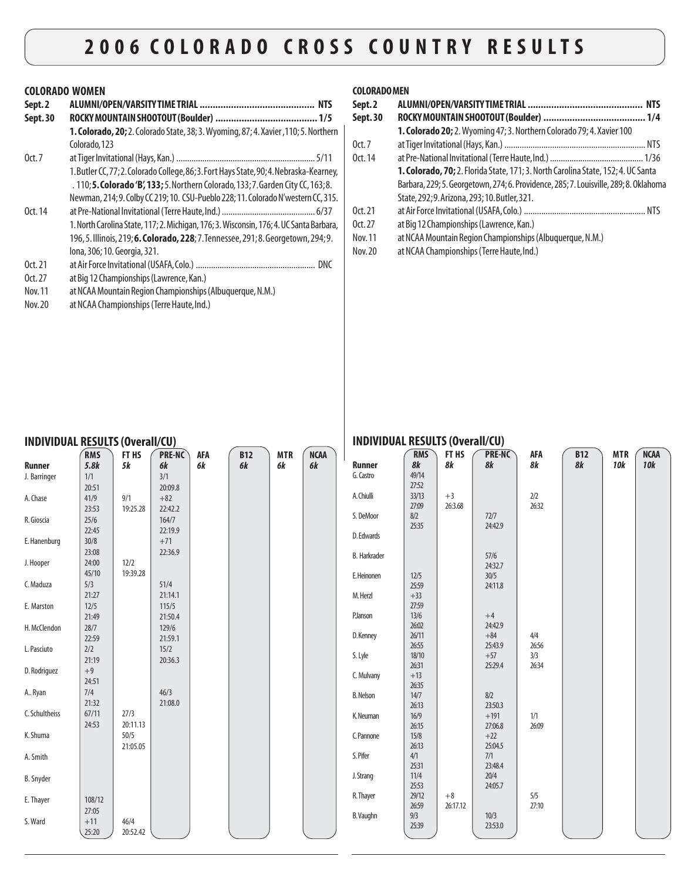# 2006 COLORADO CROSS COUNTRY RESULTS

## COLORADO WOMEN

**Sept. 2** — **ALUMNI/OPEN/VARSITY TIME TRIAL** ........ **NTS**

**Sept. 30** — **ROCKY MOUNTAIN SHOOTOUT (Boulder)** ........ **1/5**
**1. Colorado, 20;** 2. Colorado State, 38; 3. Wyoming, 87; 4. Xavier, 110; 5. Northern Colorado, 123

Oct. 7 — at Tiger Invitational (Hays, Kan.) ........ 5/11
1. Butler CC, 77; 2. Colorado College, 86; 3. Fort Hays State, 90; 4. Nebraska-Kearney, . 110; **5. Colorado 'B', 133;** 5. Northern Colorado, 133; 7. Garden City CC, 163; 8. Newman, 214; 9. Colby CC 219; 10. CSU-Pueblo 228; 11. Colorado N'western CC, 315.

Oct. 14 — at Pre-National Invitational (Terre Haute, Ind.) ........ 6/37
1. North Carolina State, 117; 2. Michigan, 176; 3. Wisconsin, 176; 4. UC Santa Barbara, 196, 5. Illinois, 219; **6. Colorado, 228;** 7. Tennessee, 291; 8. Georgetown, 294; 9. Iona, 306; 10. Georgia, 321.

Oct. 21 — at Air Force Invitational (USAFA, Colo.) ........ DNC

Oct. 27 — at Big 12 Championships (Lawrence, Kan.)

Nov. 11 — at NCAA Mountain Region Championships (Albuquerque, N.M.)

Nov. 20 — at NCAA Championships (Terre Haute, Ind.)

### INDIVIDUAL RESULTS (Overall/CU)

| Runner | RMS 5.8k | FT HS 5k | PRE-NC 6k | AFA 6k | B12 6k | MTR 6k | NCAA 6k |
|---|---|---|---|---|---|---|---|
| J. Barringer | 1/1 20:51 | | 3/1 20:09.8 | | | | |
| A. Chase | 41/9 23:53 | 9/1 19:25.28 | +82 22:42.2 | | | | |
| R. Gioscia | 25/6 22:45 | | 164/7 22:19.9 | | | | |
| E. Hanenburg | 30/8 23:08 | | +71 22:36.9 | | | | |
| J. Hooper | 24:00 45/10 | 12/2 19:39.28 | | | | | |
| C. Maduza | 5/3 21:27 | | 51/4 21:14.1 | | | | |
| E. Marston | 12/5 21:49 | | 115/5 21:50.4 | | | | |
| H. McClendon | 28/7 22:59 | | 129/6 21:59.1 | | | | |
| L. Pasciuto | 2/2 21:19 | | 15/2 20:36.3 | | | | |
| D. Rodriguez | +9 24:51 | | | | | | |
| A.. Ryan | 7/4 21:32 | | 46/3 21:08.0 | | | | |
| C. Schultheiss | 67/11 24:53 | 27/3 20:11.13 | | | | | |
| K. Shuma | | 50/5 21:05.05 | | | | | |
| A. Smith | | | | | | | |
| B. Snyder | | | | | | | |
| E. Thayer | 108/12 27:05 | | | | | | |
| S. Ward | +11 25:20 | 46/4 20:52.42 | | | | | |

## COLORADO MEN

**Sept. 2** — **ALUMNI/OPEN/VARSITY TIME TRIAL** ........ **NTS**

**Sept. 30** — **ROCKY MOUNTAIN SHOOTOUT (Boulder)** ........ **1/4**
**1. Colorado 20;** 2. Wyoming 47; 3. Northern Colorado 79; 4. Xavier 100

Oct. 7 — at Tiger Invitational (Hays, Kan.) ........ NTS

Oct. 14 — at Pre-National Invitational (Terre Haute, Ind.) ........ 1/36
**1. Colorado, 70;** 2. Florida State, 171; 3. North Carolina State, 152; 4. UC Santa Barbara, 229; 5. Georgetown, 274; 6. Providence, 285; 7. Louisville, 289; 8. Oklahoma State, 292; 9. Arizona, 293; 10. Butler, 321.

Oct. 21 — at Air Force Invitational (USAFA, Colo.) ........ NTS

Oct. 27 — at Big 12 Championships (Lawrence, Kan.)

Nov. 11 — at NCAA Mountain Region Championships (Albuquerque, N.M.)

Nov. 20 — at NCAA Championships (Terre Haute, Ind.)

### INDIVIDUAL RESULTS (Overall/CU)

| Runner | RMS 8k | FT HS 8k | PRE-NC 8k | AFA 8k | B12 8k | MTR 10k | NCAA 10k |
|---|---|---|---|---|---|---|---|
| G. Castro | 49/14 27:52 | | | | | | |
| A. Chiulli | 33/13 27:09 | +3 26:3.68 | | 2/2 26:32 | | | |
| S. DeMoor | 8/2 25:35 | | 72/7 24:42.9 | | | | |
| D. Edwards | | | | | | | |
| B. Harkrader | | | 57/6 24:32.7 | | | | |
| E. Heinonen | 12/5 25:59 | | 30/5 24:11.8 | | | | |
| M. Herzl | +33 27:59 | | | | | | |
| P. Janson | 13/6 26:02 | | +4 24:42.9 | | | | |
| D. Kenney | 26/11 26:55 | | +84 25:43.9 | 4/4 26:56 | | | |
| S. Lyle | 18/10 26:31 | | +57 25:29.4 | 3/3 26:34 | | | |
| C. Mulvany | +13 26:35 | | | | | | |
| B. Nelson | 14/7 26:13 | | 8/2 23:50.3 | | | | |
| K. Neuman | 16/9 26:15 | | +191 27:06.8 | 1/1 26:09 | | | |
| C. Pannone | 15/8 26:13 | | +22 25:04.5 | | | | |
| S. Pifer | 4/1 25:31 | | 7/1 23:48.4 | | | | |
| J. Strang | 11/4 25:53 | | 20/4 24:05.7 | | | | |
| R. Thayer | 29/12 26:59 | +8 26:17.12 | | 5/5 27:10 | | | |
| B. Vaughn | 9/3 25:39 | | 10/3 23:53.0 | | | | |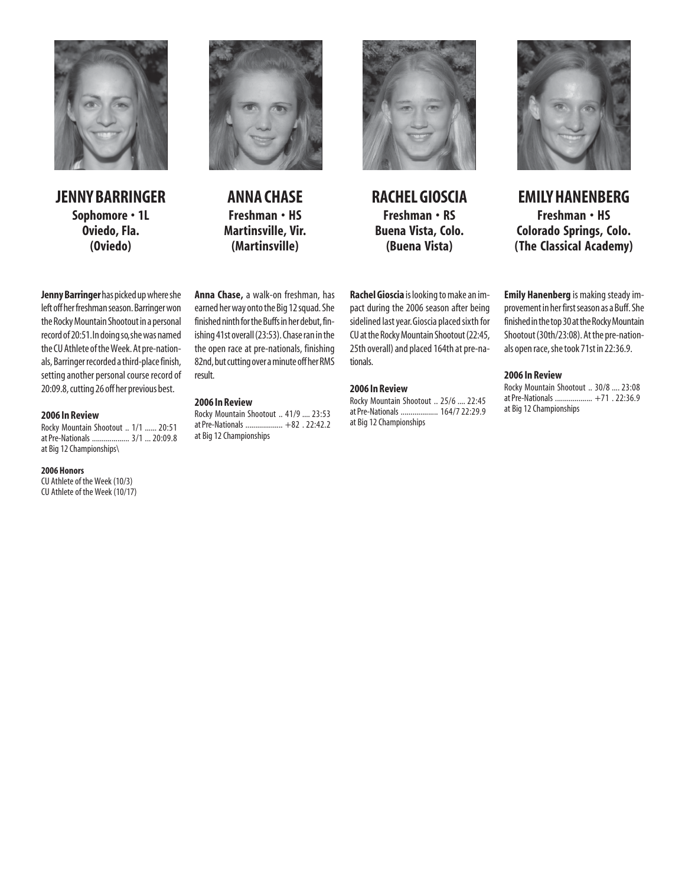## JENNY BARRINGER

**Sophomore • 1L**
**Oviedo, Fla.**
**(Oviedo)**

**Jenny Barringer** has picked up where she left off her freshman season. Barringer won the Rocky Mountain Shootout in a personal record of 20:51. In doing so, she was named the CU Athlete of the Week. At pre-nationals, Barringer recorded a third-place finish, setting another personal course record of 20:09.8, cutting 26 off her previous best.

**2006 In Review**

Rocky Mountain Shootout .. 1/1 ...... 20:51
at Pre-Nationals .................. 3/1 ... 20:09.8
at Big 12 Championships\

**2006 Honors**

CU Athlete of the Week (10/3)
CU Athlete of the Week (10/17)

## ANNA CHASE

**Freshman • HS**
**Martinsville, Vir.**
**(Martinsville)**

**Anna Chase,** a walk-on freshman, has earned her way onto the Big 12 squad. She finished ninth for the Buffs in her debut, finishing 41st overall (23:53). Chase ran in the the open race at pre-nationals, finishing 82nd, but cutting over a minute off her RMS result.

**2006 In Review**

Rocky Mountain Shootout .. 41/9 .... 23:53
at Pre-Nationals .................. +82 . 22:42.2
at Big 12 Championships

## RACHEL GIOSCIA

**Freshman • RS**
**Buena Vista, Colo.**
**(Buena Vista)**

**Rachel Gioscia** is looking to make an impact during the 2006 season after being sidelined last year. Gioscia placed sixth for CU at the Rocky Mountain Shootout (22:45, 25th overall) and placed 164th at pre-nationals.

**2006 In Review**

Rocky Mountain Shootout .. 25/6 .... 22:45
at Pre-Nationals .................. 164/7 22:29.9
at Big 12 Championships

## EMILY HANENBERG

**Freshman • HS**
**Colorado Springs, Colo.**
**(The Classical Academy)**

**Emily Hanenberg** is making steady improvement in her first season as a Buff. She finished in the top 30 at the Rocky Mountain Shootout (30th/23:08). At the pre-nationals open race, she took 71st in 22:36.9.

**2006 In Review**

Rocky Mountain Shootout .. 30/8 .... 23:08
at Pre-Nationals .................. +71 . 22:36.9
at Big 12 Championships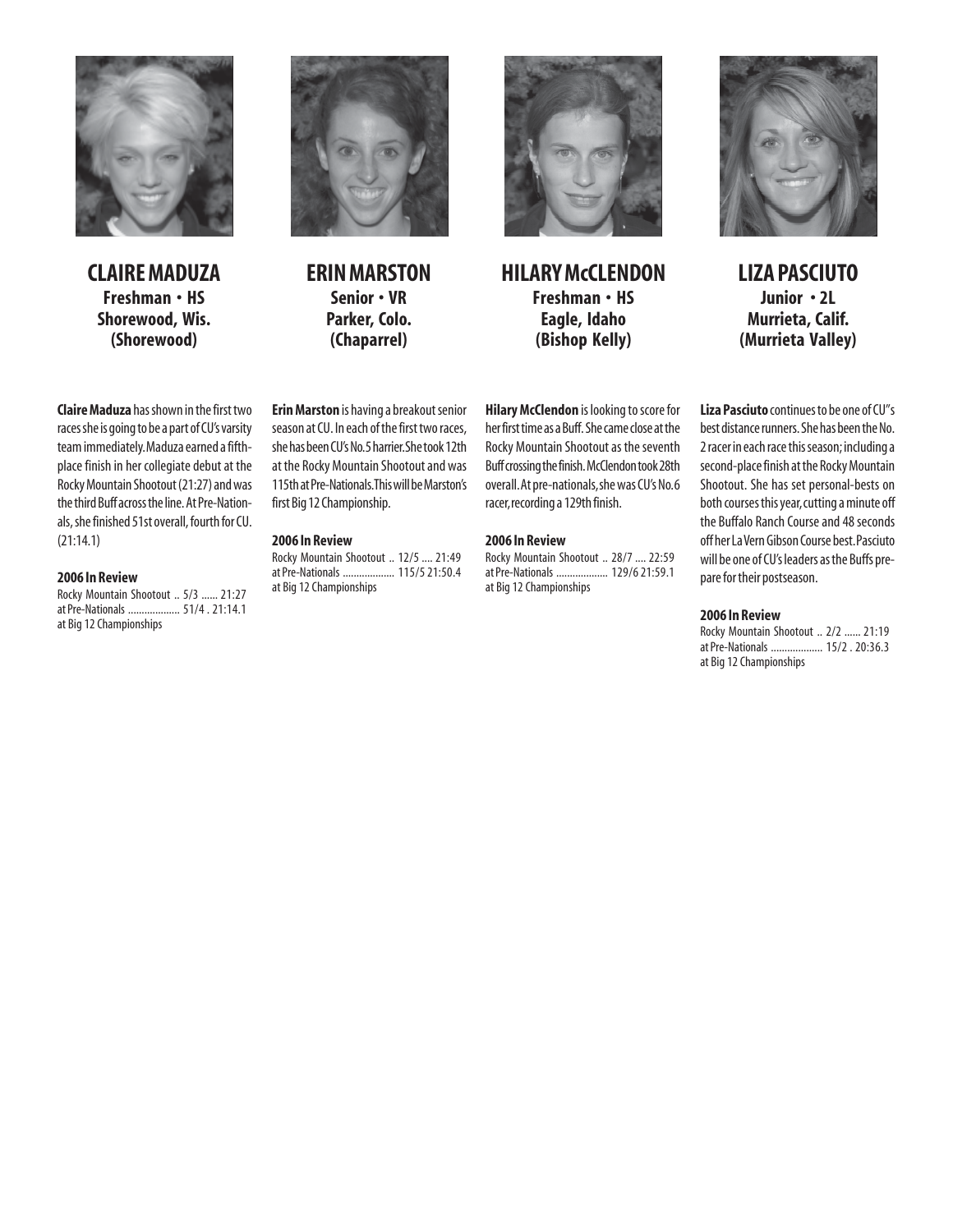## CLAIRE MADUZA

**Freshman • HS**
**Shorewood, Wis.**
**(Shorewood)**

**Claire Maduza** has shown in the first two races she is going to be a part of CU's varsity team immediately. Maduza earned a fifth-place finish in her collegiate debut at the Rocky Mountain Shootout (21:27) and was the third Buff across the line. At Pre-Nationals, she finished 51st overall, fourth for CU. (21:14.1)

**2006 In Review**

Rocky Mountain Shootout .. 5/3 ...... 21:27
at Pre-Nationals ................... 51/4 . 21:14.1
at Big 12 Championships

## ERIN MARSTON

**Senior • VR**
**Parker, Colo.**
**(Chaparrel)**

**Erin Marston** is having a breakout senior season at CU. In each of the first two races, she has been CU's No. 5 harrier. She took 12th at the Rocky Mountain Shootout and was 115th at Pre-Nationals. This will be Marston's first Big 12 Championship.

**2006 In Review**

Rocky Mountain Shootout .. 12/5 .... 21:49
at Pre-Nationals ................... 115/5 21:50.4
at Big 12 Championships

## HILARY McCLENDON

**Freshman • HS**
**Eagle, Idaho**
**(Bishop Kelly)**

**Hilary McClendon** is looking to score for her first time as a Buff. She came close at the Rocky Mountain Shootout as the seventh Buff crossing the finish. McClendon took 28th overall. At pre-nationals, she was CU's No. 6 racer, recording a 129th finish.

**2006 In Review**

Rocky Mountain Shootout .. 28/7 .... 22:59
at Pre-Nationals ................... 129/6 21:59.1
at Big 12 Championships

## LIZA PASCIUTO

**Junior • 2L**
**Murrieta, Calif.**
**(Murrieta Valley)**

**Liza Pasciuto** continues to be one of CU"s best distance runners. She has been the No. 2 racer in each race this season; including a second-place finish at the Rocky Mountain Shootout. She has set personal-bests on both courses this year, cutting a minute off the Buffalo Ranch Course and 48 seconds off her La Vern Gibson Course best. Pasciuto will be one of CU's leaders as the Buffs prepare for their postseason.

**2006 In Review**

Rocky Mountain Shootout .. 2/2 ...... 21:19
at Pre-Nationals ................... 15/2 . 20:36.3
at Big 12 Championships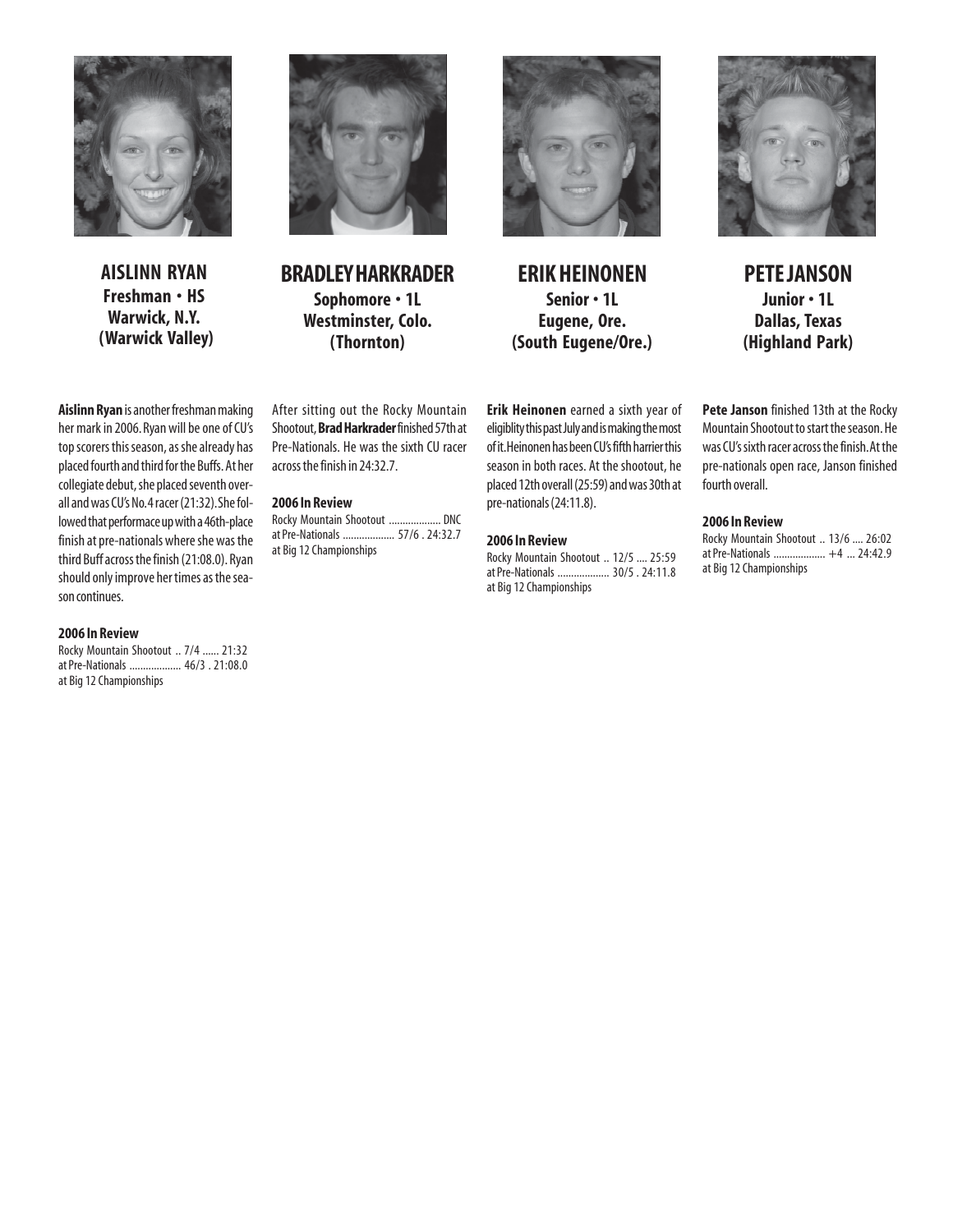## AISLINN RYAN

**Freshman • HS**
**Warwick, N.Y.**
**(Warwick Valley)**

**Aislinn Ryan** is another freshman making her mark in 2006. Ryan will be one of CU's top scorers this season, as she already has placed fourth and third for the Buffs. At her collegiate debut, she placed seventh overall and was CU's No. 4 racer (21:32). She followed that performace up with a 46th-place finish at pre-nationals where she was the third Buff across the finish (21:08.0). Ryan should only improve her times as the season continues.

**2006 In Review**

Rocky Mountain Shootout .. 7/4 ...... 21:32
at Pre-Nationals ................... 46/3 . 21:08.0
at Big 12 Championships

## BRADLEY HARKRADER

**Sophomore • 1L**
**Westminster, Colo.**
**(Thornton)**

After sitting out the Rocky Mountain Shootout, **Brad Harkrader** finished 57th at Pre-Nationals. He was the sixth CU racer across the finish in 24:32.7.

**2006 In Review**

Rocky Mountain Shootout ................... DNC
at Pre-Nationals ................... 57/6 . 24:32.7
at Big 12 Championships

## ERIK HEINONEN

**Senior • 1L**
**Eugene, Ore.**
**(South Eugene/Ore.)**

**Erik Heinonen** earned a sixth year of eligiblity this past July and is making the most of it. Heinonen has been CU's fifth harrier this season in both races. At the shootout, he placed 12th overall (25:59) and was 30th at pre-nationals (24:11.8).

**2006 In Review**

Rocky Mountain Shootout .. 12/5 .... 25:59
at Pre-Nationals ................... 30/5 . 24:11.8
at Big 12 Championships

## PETE JANSON

**Junior • 1L**
**Dallas, Texas**
**(Highland Park)**

**Pete Janson** finished 13th at the Rocky Mountain Shootout to start the season. He was CU's sixth racer across the finish. At the pre-nationals open race, Janson finished fourth overall.

**2006 In Review**

Rocky Mountain Shootout .. 13/6 .... 26:02
at Pre-Nationals ................... +4 ... 24:42.9
at Big 12 Championships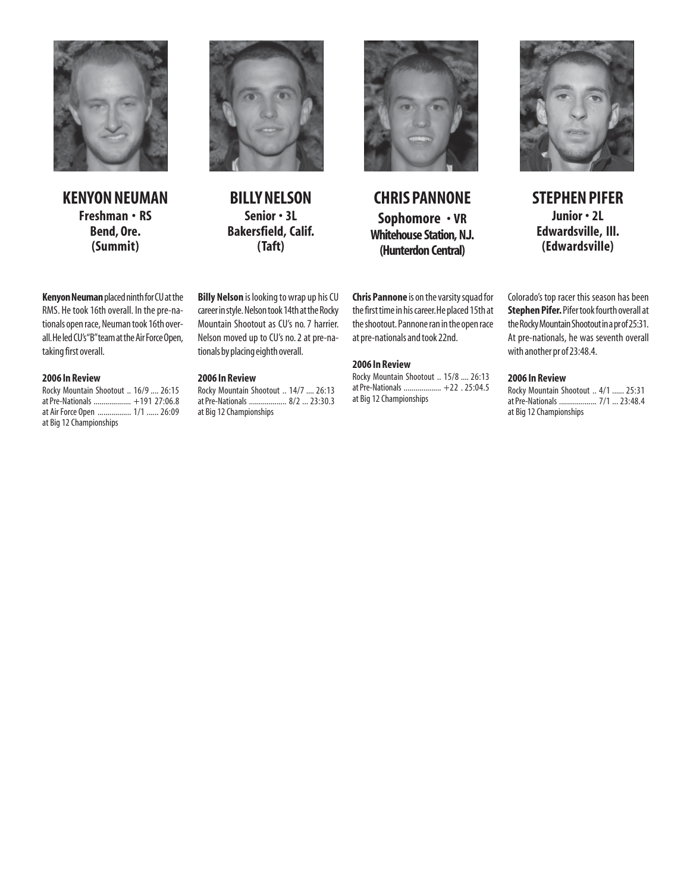## KENYON NEUMAN

**Freshman • RS**
**Bend, Ore.**
**(Summit)**

**Kenyon Neuman** placed ninth for CU at the RMS. He took 16th overall. In the pre-nationals open race, Neuman took 16th overall. He led CU's "B" team at the Air Force Open, taking first overall.

**2006 In Review**

Rocky Mountain Shootout .. 16/9 .... 26:15
at Pre-Nationals .................. +191 27:06.8
at Air Force Open ................. 1/1 ...... 26:09
at Big 12 Championships

## BILLY NELSON

**Senior • 3L**
**Bakersfield, Calif.**
**(Taft)**

**Billy Nelson** is looking to wrap up his CU career in style. Nelson took 14th at the Rocky Mountain Shootout as CU's no. 7 harrier. Nelson moved up to CU's no. 2 at pre-nationals by placing eighth overall.

**2006 In Review**

Rocky Mountain Shootout .. 14/7 .... 26:13
at Pre-Nationals .................. 8/2 ... 23:30.3
at Big 12 Championships

## CHRIS PANNONE

**Sophomore • VR**
**Whitehouse Station, N.J.**
**(Hunterdon Central)**

**Chris Pannone** is on the varsity squad for the first time in his career. He placed 15th at the shootout. Pannone ran in the open race at pre-nationals and took 22nd.

**2006 In Review**

Rocky Mountain Shootout .. 15/8 .... 26:13
at Pre-Nationals .................. +22 . 25:04.5
at Big 12 Championships

## STEPHEN PIFER

**Junior • 2L**
**Edwardsville, Ill.**
**(Edwardsville)**

Colorado's top racer this season has been **Stephen Pifer.** Pifer took fourth overall at the Rocky Mountain Shootout in a pr of 25:31. At pre-nationals, he was seventh overall with another pr of 23:48.4.

**2006 In Review**

Rocky Mountain Shootout .. 4/1 ...... 25:31
at Pre-Nationals .................. 7/1 ... 23:48.4
at Big 12 Championships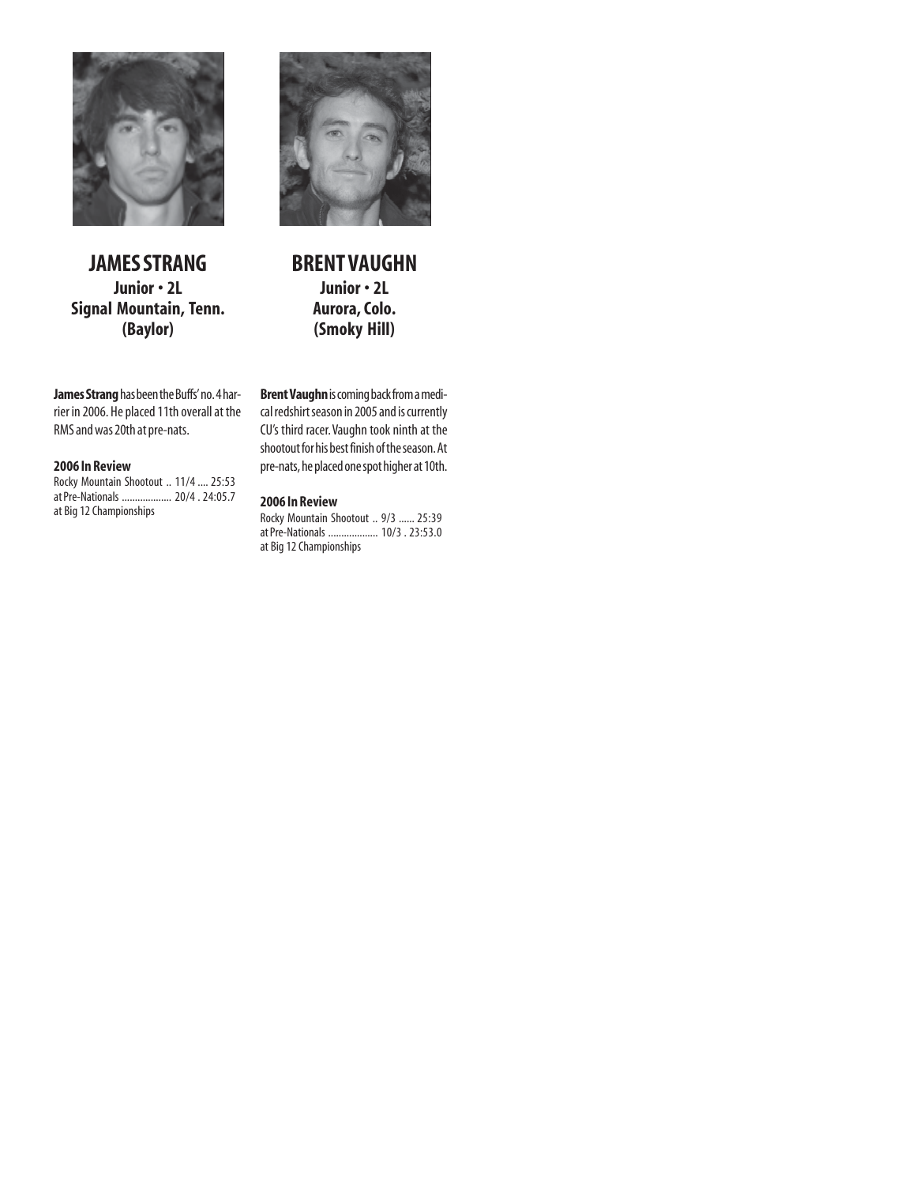## JAMES STRANG

**Junior • 2L**
**Signal Mountain, Tenn.**
**(Baylor)**

**James Strang** has been the Buffs' no. 4 harrier in 2006. He placed 11th overall at the RMS and was 20th at pre-nats.

**2006 In Review**

Rocky Mountain Shootout .. 11/4 .... 25:53
at Pre-Nationals .................. 20/4 . 24:05.7
at Big 12 Championships

## BRENT VAUGHN

**Junior • 2L**
**Aurora, Colo.**
**(Smoky Hill)**

**Brent Vaughn** is coming back from a medical redshirt season in 2005 and is currently CU's third racer. Vaughn took ninth at the shootout for his best finish of the season. At pre-nats, he placed one spot higher at 10th.

**2006 In Review**

Rocky Mountain Shootout .. 9/3 ...... 25:39
at Pre-Nationals .................. 10/3 . 23:53.0
at Big 12 Championships